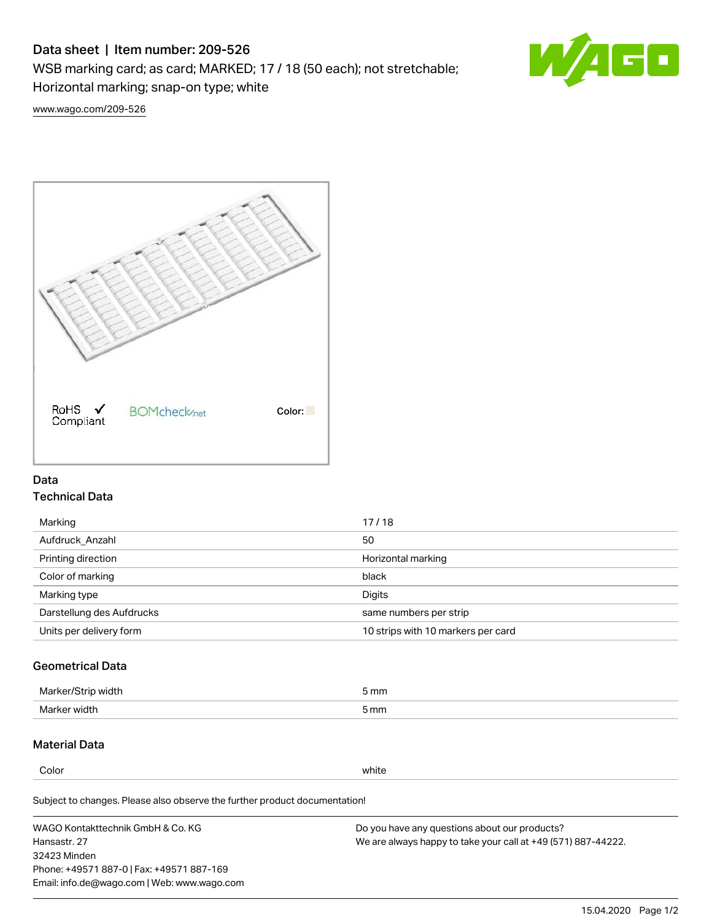# Data sheet | Item number: 209-526

WSB marking card; as card; MARKED; 17 / 18 (50 each); not stretchable; Horizontal marking; snap-on type; white

www.wago.com/209-526

RoHS Compliant BOMcheck.net Color:

## Data

### Technical Data

| | |
|---|---|
| Marking | 17 / 18 |
| Aufdruck_Anzahl | 50 |
| Printing direction | Horizontal marking |
| Color of marking | black |
| Marking type | Digits |
| Darstellung des Aufdrucks | same numbers per strip |
| Units per delivery form | 10 strips with 10 markers per card |

### Geometrical Data

| | |
|---|---|
| Marker/Strip width | 5 mm |
| Marker width | 5 mm |

### Material Data

| | |
|---|---|
| Color | white |

Subject to changes. Please also observe the further product documentation!

WAGO Kontakttechnik GmbH & Co. KG
Hansastr. 27
32423 Minden
Phone: +49571 887-0 | Fax: +49571 887-169
Email: info.de@wago.com | Web: www.wago.com

Do you have any questions about our products?
We are always happy to take your call at +49 (571) 887-44222.

15.04.2020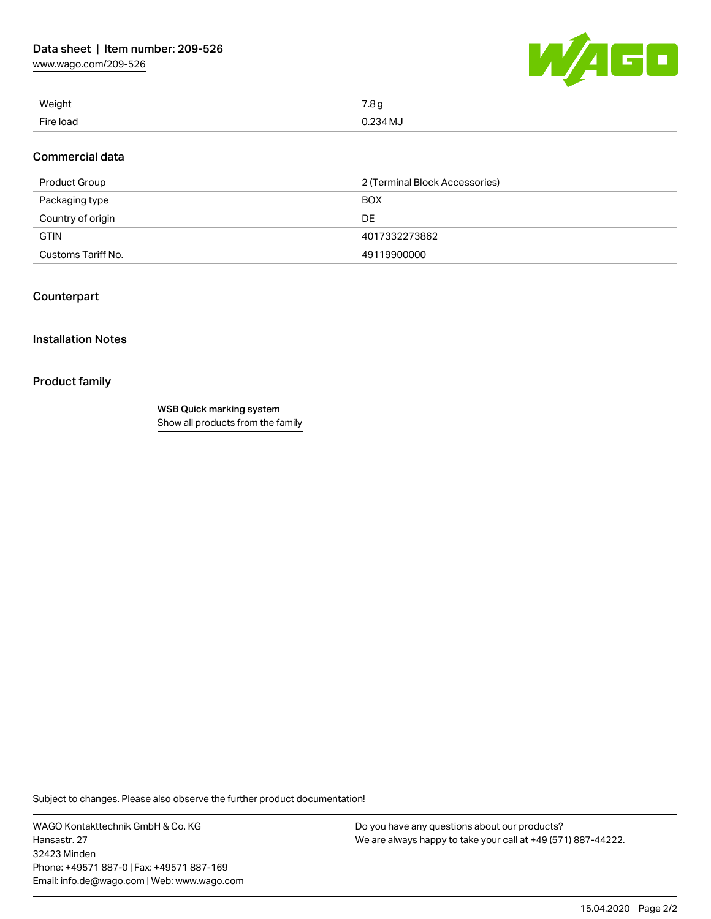| | |
|---|---|
| Weight | 7.8 g |
| Fire load | 0.234 MJ |

## Commercial data

| | |
|---|---|
| Product Group | 2 (Terminal Block Accessories) |
| Packaging type | BOX |
| Country of origin | DE |
| GTIN | 4017332273862 |
| Customs Tariff No. | 49119900000 |

## Counterpart

## Installation Notes

## Product family

**WSB Quick marking system**
Show all products from the family

Subject to changes. Please also observe the further product documentation!

WAGO Kontakttechnik GmbH & Co. KG
Hansastr. 27
32423 Minden
Phone: +49571 887-0 | Fax: +49571 887-169
Email: info.de@wago.com | Web: www.wago.com

Do you have any questions about our products?
We are always happy to take your call at +49 (571) 887-44222.

15.04.2020